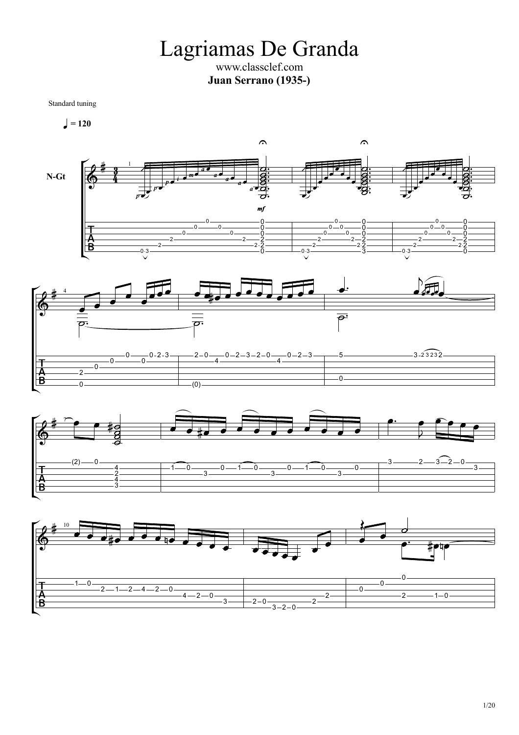# Lagriamas De Granda

www.classclef.com

**Juan Serrano (1935-)**

Standard tuning

♩ = 120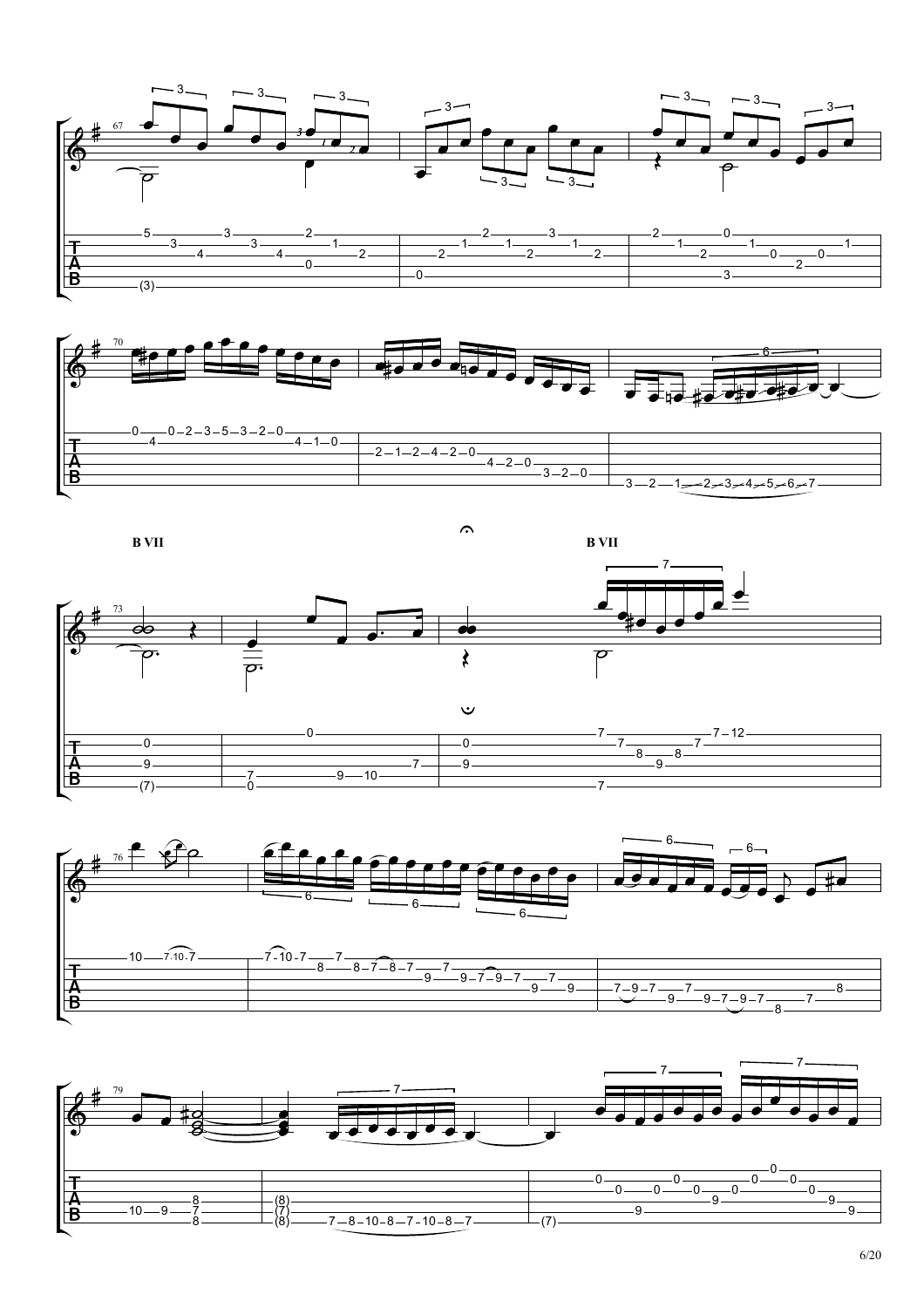B VII

B VII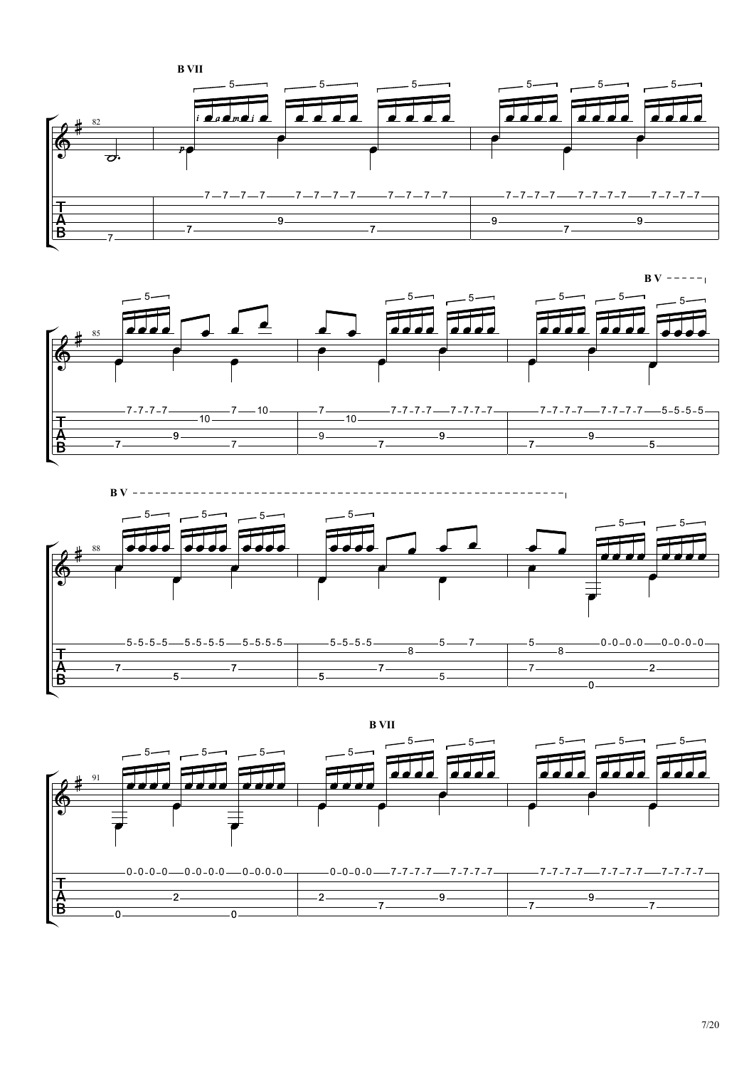B VII

B V

B V

B VII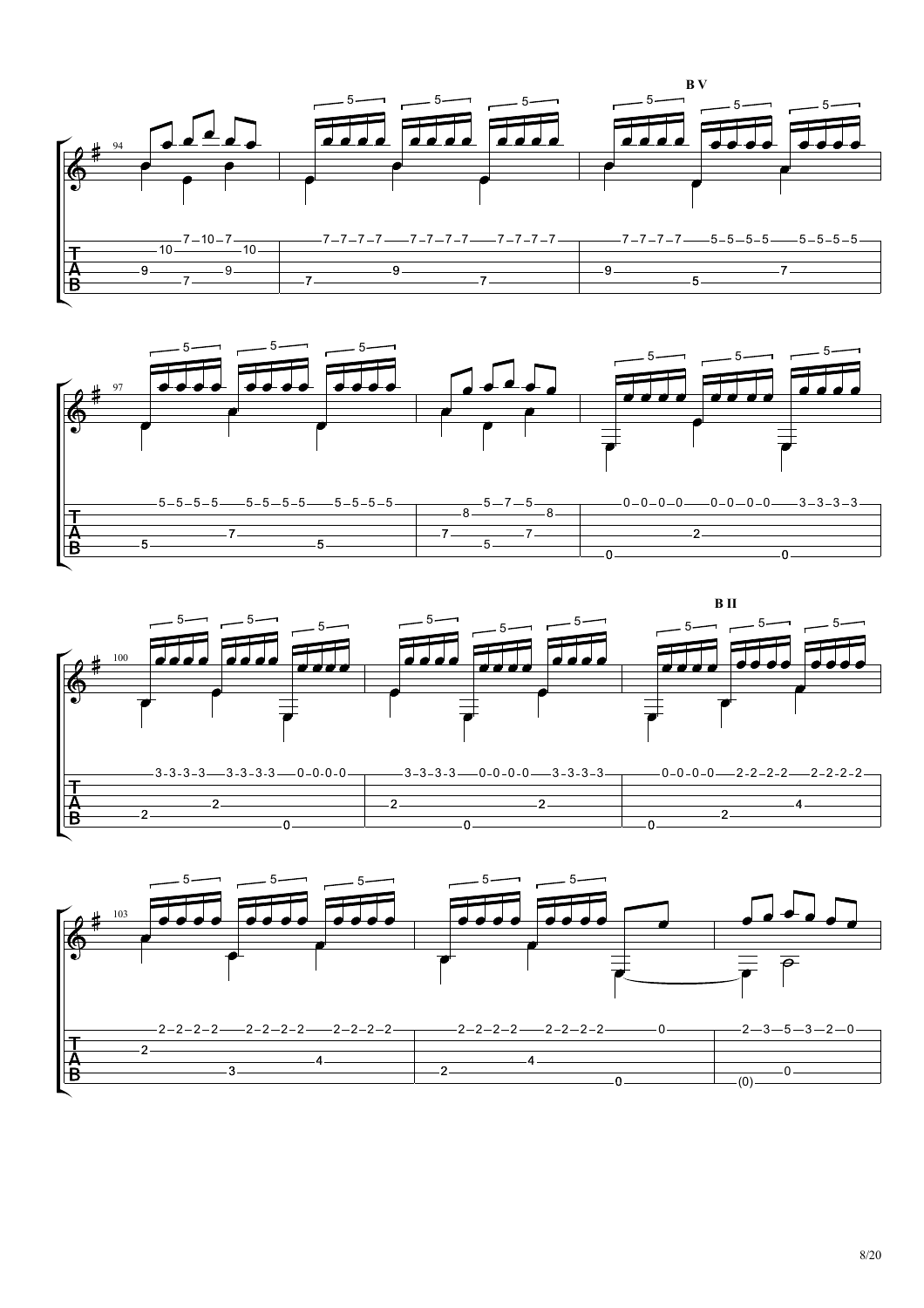B V

B II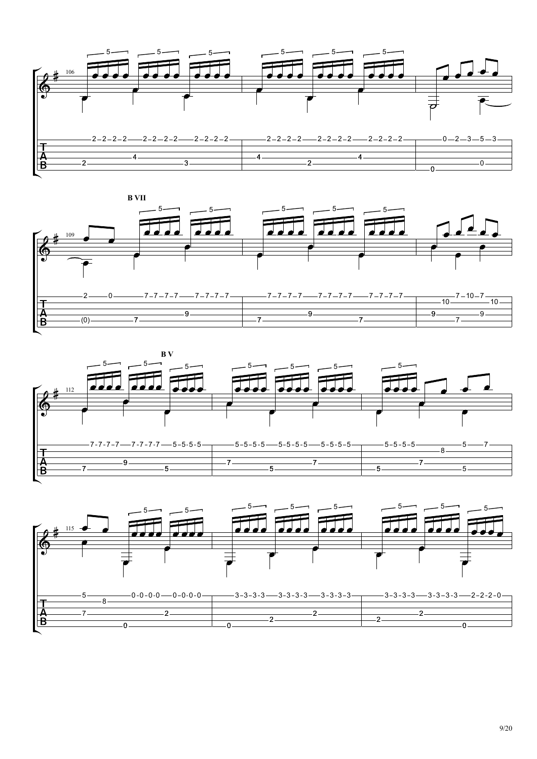**B VII**

**B V**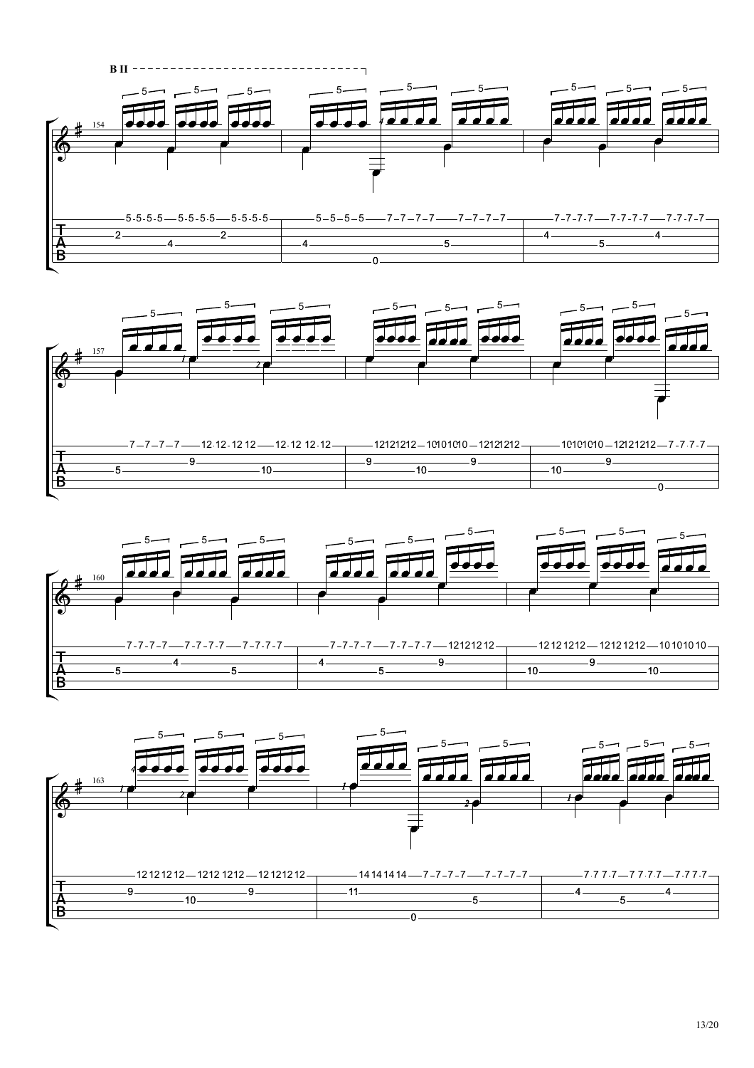**B II**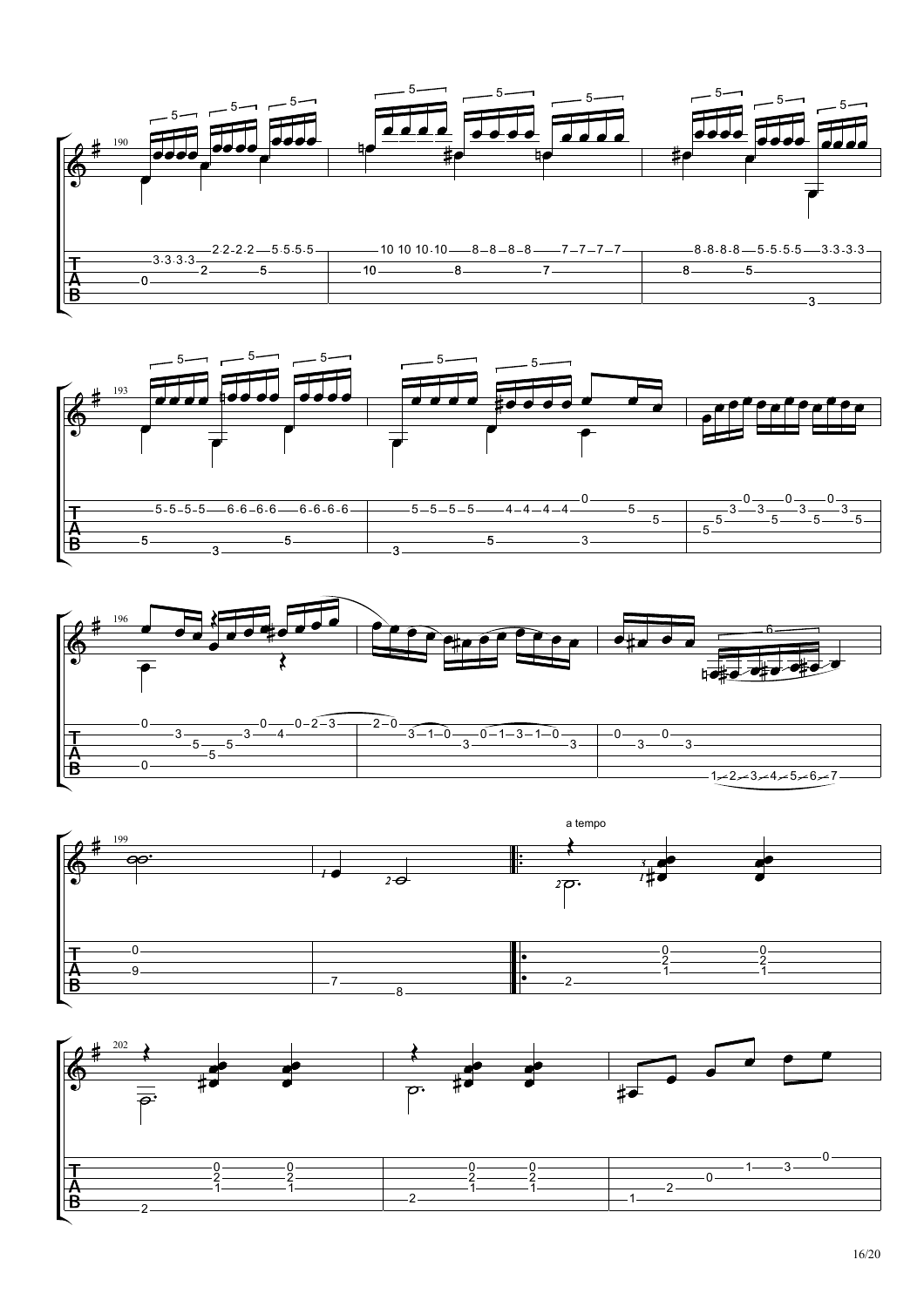a tempo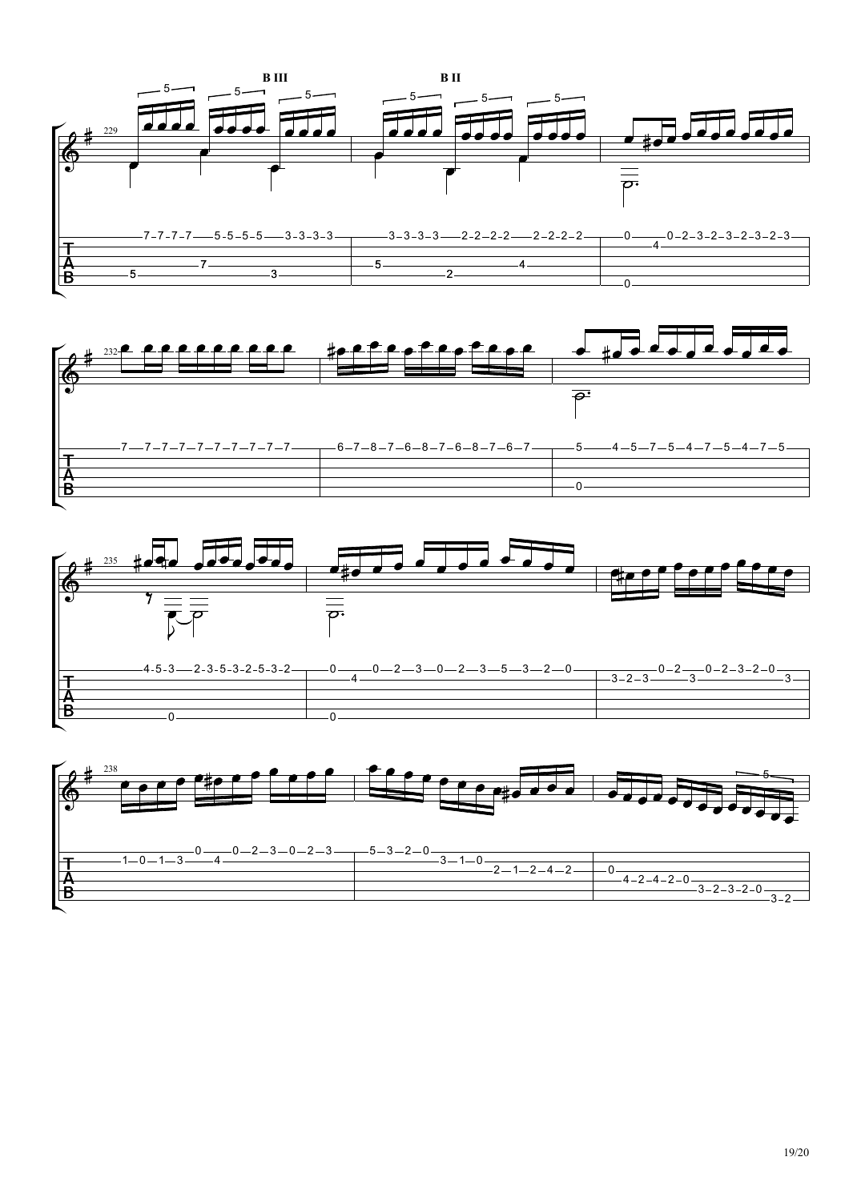B III

B II